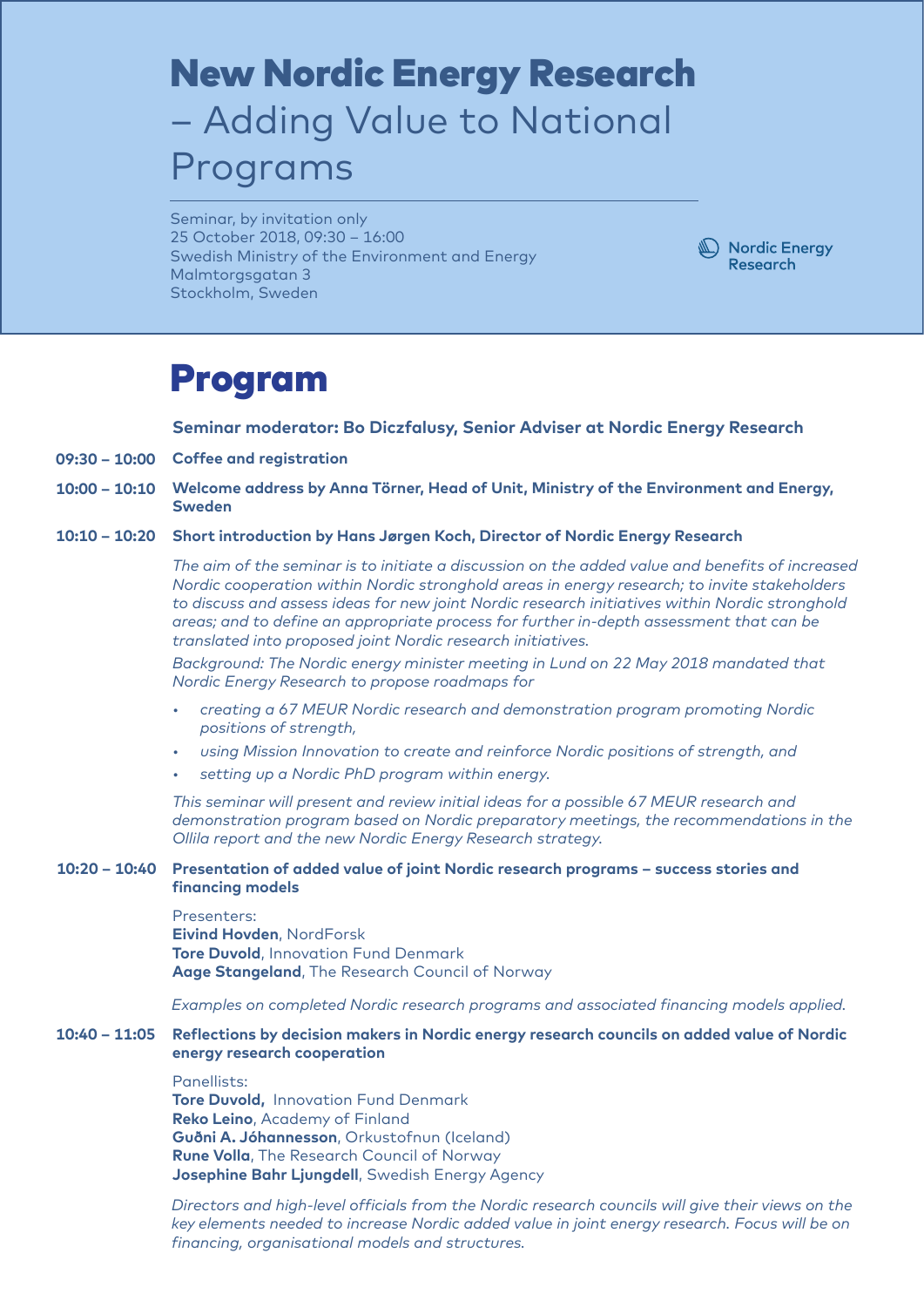# New Nordic Energy Research – Adding Value to National Programs

Seminar, by invitation only
25 October 2018, 09:30 – 16:00
Swedish Ministry of the Environment and Energy
Malmtorgsgatan 3
Stockholm, Sweden

Nordic Energy Research

## Program

**Seminar moderator: Bo Diczfalusy, Senior Adviser at Nordic Energy Research**

**09:30 – 10:00 Coffee and registration**

**10:00 – 10:10 Welcome address by Anna Törner, Head of Unit, Ministry of the Environment and Energy, Sweden**

**10:10 – 10:20 Short introduction by Hans Jørgen Koch, Director of Nordic Energy Research**

*The aim of the seminar is to initiate a discussion on the added value and benefits of increased Nordic cooperation within Nordic stronghold areas in energy research; to invite stakeholders to discuss and assess ideas for new joint Nordic research initiatives within Nordic stronghold areas; and to define an appropriate process for further in-depth assessment that can be translated into proposed joint Nordic research initiatives.*

*Background: The Nordic energy minister meeting in Lund on 22 May 2018 mandated that Nordic Energy Research to propose roadmaps for*

- *creating a 67 MEUR Nordic research and demonstration program promoting Nordic positions of strength,*
- *using Mission Innovation to create and reinforce Nordic positions of strength, and*
- *setting up a Nordic PhD program within energy.*

*This seminar will present and review initial ideas for a possible 67 MEUR research and demonstration program based on Nordic preparatory meetings, the recommendations in the Ollila report and the new Nordic Energy Research strategy.*

**10:20 – 10:40 Presentation of added value of joint Nordic research programs – success stories and financing models**

Presenters:
**Eivind Hovden**, NordForsk
**Tore Duvold**, Innovation Fund Denmark
**Aage Stangeland**, The Research Council of Norway

*Examples on completed Nordic research programs and associated financing models applied.*

**10:40 – 11:05 Reflections by decision makers in Nordic energy research councils on added value of Nordic energy research cooperation**

Panellists:
**Tore Duvold,** Innovation Fund Denmark
**Reko Leino**, Academy of Finland
**Guðni A. Jóhannesson**, Orkustofnun (Iceland)
**Rune Volla**, The Research Council of Norway
**Josephine Bahr Ljungdell**, Swedish Energy Agency

*Directors and high-level officials from the Nordic research councils will give their views on the key elements needed to increase Nordic added value in joint energy research. Focus will be on financing, organisational models and structures.*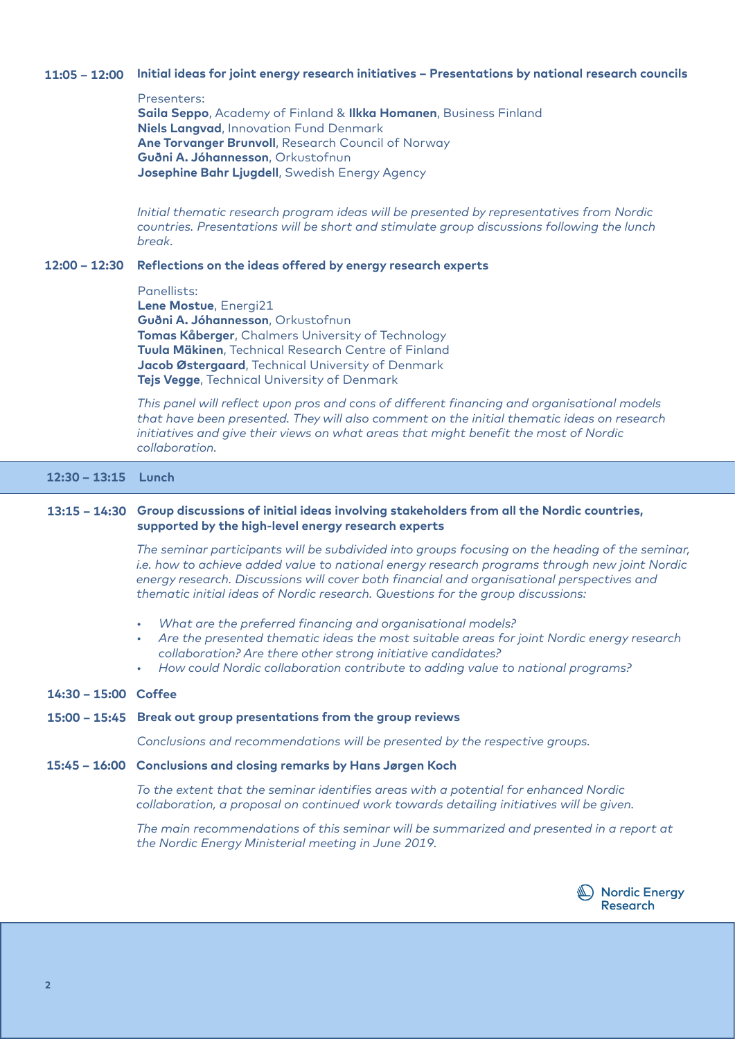**11:05 – 12:00** **Initial ideas for joint energy research initiatives – Presentations by national research councils**

Presenters:
**Saila Seppo**, Academy of Finland & **Ilkka Homanen**, Business Finland
**Niels Langvad**, Innovation Fund Denmark
**Ane Torvanger Brunvoll**, Research Council of Norway
**Guðni A. Jóhannesson**, Orkustofnun
**Josephine Bahr Ljugdell**, Swedish Energy Agency

*Initial thematic research program ideas will be presented by representatives from Nordic countries. Presentations will be short and stimulate group discussions following the lunch break.*

**12:00 – 12:30** **Reflections on the ideas offered by energy research experts**

Panellists:
**Lene Mostue**, Energi21
**Guðni A. Jóhannesson**, Orkustofnun
**Tomas Kåberger**, Chalmers University of Technology
**Tuula Mäkinen**, Technical Research Centre of Finland
**Jacob Østergaard**, Technical University of Denmark
**Tejs Vegge**, Technical University of Denmark

*This panel will reflect upon pros and cons of different financing and organisational models that have been presented. They will also comment on the initial thematic ideas on research initiatives and give their views on what areas that might benefit the most of Nordic collaboration.*

**12:30 – 13:15** **Lunch**

**13:15 – 14:30** **Group discussions of initial ideas involving stakeholders from all the Nordic countries, supported by the high-level energy research experts**

*The seminar participants will be subdivided into groups focusing on the heading of the seminar, i.e. how to achieve added value to national energy research programs through new joint Nordic energy research. Discussions will cover both financial and organisational perspectives and thematic initial ideas of Nordic research. Questions for the group discussions:*

- *What are the preferred financing and organisational models?*
- *Are the presented thematic ideas the most suitable areas for joint Nordic energy research collaboration? Are there other strong initiative candidates?*
- *How could Nordic collaboration contribute to adding value to national programs?*

**14:30 – 15:00** **Coffee**

**15:00 – 15:45** **Break out group presentations from the group reviews**

*Conclusions and recommendations will be presented by the respective groups.*

**15:45 – 16:00** **Conclusions and closing remarks by Hans Jørgen Koch**

*To the extent that the seminar identifies areas with a potential for enhanced Nordic collaboration, a proposal on continued work towards detailing initiatives will be given.*

*The main recommendations of this seminar will be summarized and presented in a report at the Nordic Energy Ministerial meeting in June 2019.*

Nordic Energy Research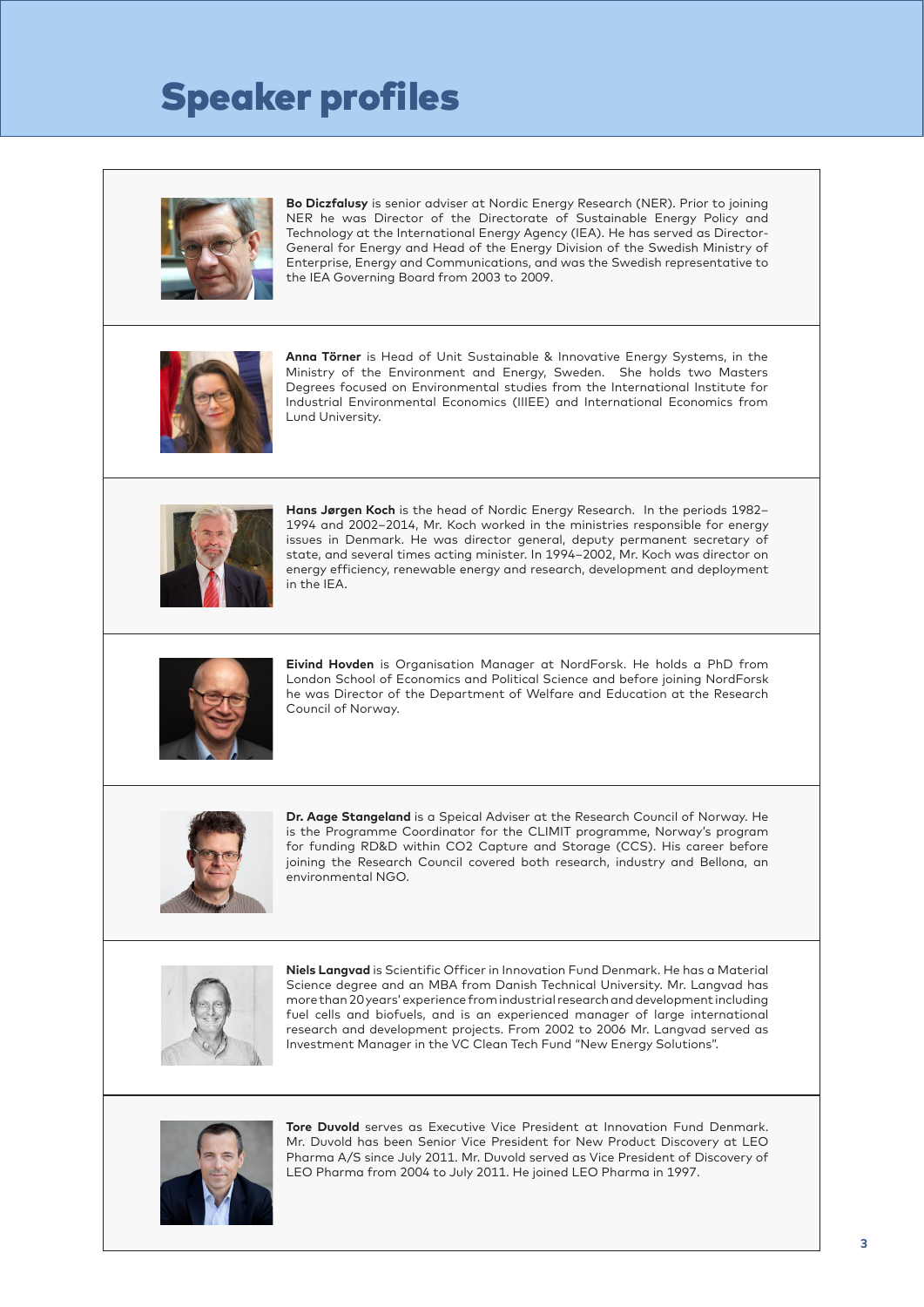# Speaker profiles

**Bo Diczfalusy** is senior adviser at Nordic Energy Research (NER). Prior to joining NER he was Director of the Directorate of Sustainable Energy Policy and Technology at the International Energy Agency (IEA). He has served as Director-General for Energy and Head of the Energy Division of the Swedish Ministry of Enterprise, Energy and Communications, and was the Swedish representative to the IEA Governing Board from 2003 to 2009.

**Anna Törner** is Head of Unit Sustainable & Innovative Energy Systems, in the Ministry of the Environment and Energy, Sweden. She holds two Masters Degrees focused on Environmental studies from the International Institute for Industrial Environmental Economics (IIIEE) and International Economics from Lund University.

**Hans Jørgen Koch** is the head of Nordic Energy Research. In the periods 1982–1994 and 2002–2014, Mr. Koch worked in the ministries responsible for energy issues in Denmark. He was director general, deputy permanent secretary of state, and several times acting minister. In 1994–2002, Mr. Koch was director on energy efficiency, renewable energy and research, development and deployment in the IEA.

**Eivind Hovden** is Organisation Manager at NordForsk. He holds a PhD from London School of Economics and Political Science and before joining NordForsk he was Director of the Department of Welfare and Education at the Research Council of Norway.

**Dr. Aage Stangeland** is a Speical Adviser at the Research Council of Norway. He is the Programme Coordinator for the CLIMIT programme, Norway's program for funding RD&D within CO2 Capture and Storage (CCS). His career before joining the Research Council covered both research, industry and Bellona, an environmental NGO.

**Niels Langvad** is Scientific Officer in Innovation Fund Denmark. He has a Material Science degree and an MBA from Danish Technical University. Mr. Langvad has more than 20 years' experience from industrial research and development including fuel cells and biofuels, and is an experienced manager of large international research and development projects. From 2002 to 2006 Mr. Langvad served as Investment Manager in the VC Clean Tech Fund "New Energy Solutions".

**Tore Duvold** serves as Executive Vice President at Innovation Fund Denmark. Mr. Duvold has been Senior Vice President for New Product Discovery at LEO Pharma A/S since July 2011. Mr. Duvold served as Vice President of Discovery of LEO Pharma from 2004 to July 2011. He joined LEO Pharma in 1997.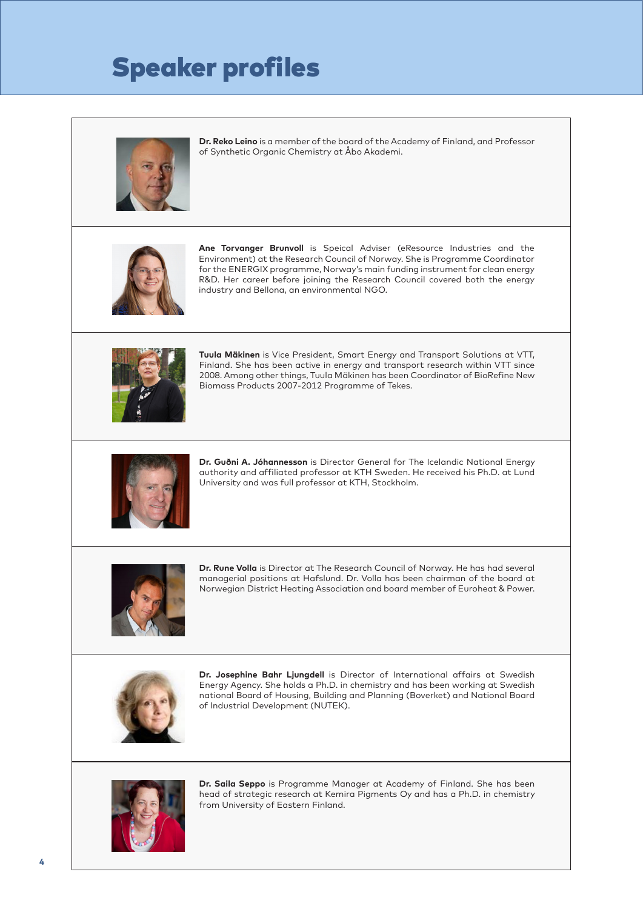# Speaker profiles

**Dr. Reko Leino** is a member of the board of the Academy of Finland, and Professor of Synthetic Organic Chemistry at Åbo Akademi.

**Ane Torvanger Brunvoll** is Speical Adviser (eResource Industries and the Environment) at the Research Council of Norway. She is Programme Coordinator for the ENERGIX programme, Norway's main funding instrument for clean energy R&D. Her career before joining the Research Council covered both the energy industry and Bellona, an environmental NGO.

**Tuula Mäkinen** is Vice President, Smart Energy and Transport Solutions at VTT, Finland. She has been active in energy and transport research within VTT since 2008. Among other things, Tuula Mäkinen has been Coordinator of BioRefine New Biomass Products 2007-2012 Programme of Tekes.

**Dr. Guðni A. Jóhannesson** is Director General for The Icelandic National Energy authority and affiliated professor at KTH Sweden. He received his Ph.D. at Lund University and was full professor at KTH, Stockholm.

**Dr. Rune Volla** is Director at The Research Council of Norway. He has had several managerial positions at Hafslund. Dr. Volla has been chairman of the board at Norwegian District Heating Association and board member of Euroheat & Power.

**Dr. Josephine Bahr Ljungdell** is Director of International affairs at Swedish Energy Agency. She holds a Ph.D. in chemistry and has been working at Swedish national Board of Housing, Building and Planning (Boverket) and National Board of Industrial Development (NUTEK).

**Dr. Saila Seppo** is Programme Manager at Academy of Finland. She has been head of strategic research at Kemira Pigments Oy and has a Ph.D. in chemistry from University of Eastern Finland.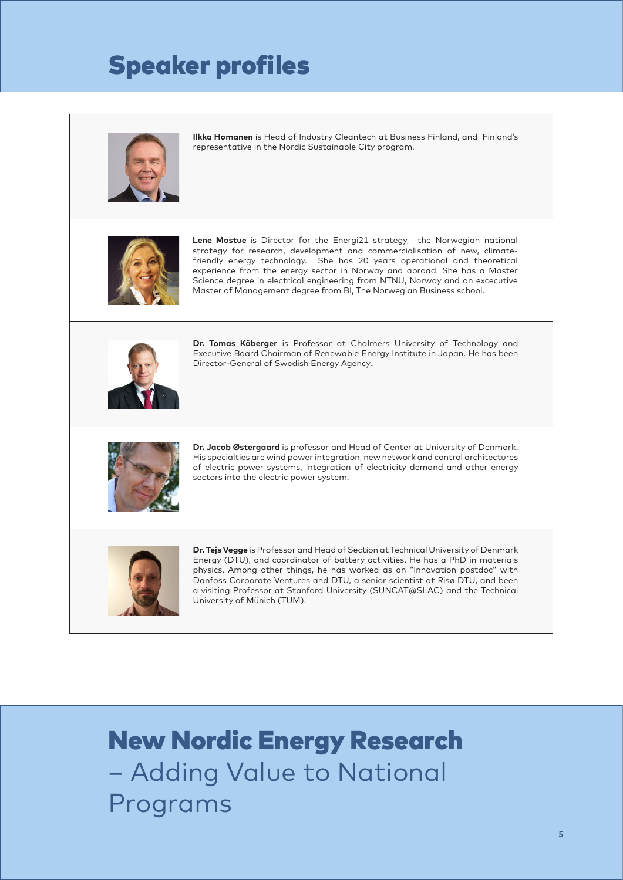# Speaker profiles

**Ilkka Homanen** is Head of Industry Cleantech at Business Finland, and Finland's representative in the Nordic Sustainable City program.

**Lene Mostue** is Director for the Energi21 strategy, the Norwegian national strategy for research, development and commercialisation of new, climate-friendly energy technology. She has 20 years operational and theoretical experience from the energy sector in Norway and abroad. She has a Master Science degree in electrical engineering from NTNU, Norway and an excecutive Master of Management degree from BI, The Norwegian Business school.

**Dr. Tomas Kåberger** is Professor at Chalmers University of Technology and Executive Board Chairman of Renewable Energy Institute in Japan. He has been Director-General of Swedish Energy Agency.

**Dr. Jacob Østergaard** is professor and Head of Center at University of Denmark. His specialties are wind power integration, new network and control architectures of electric power systems, integration of electricity demand and other energy sectors into the electric power system.

**Dr. Tejs Vegge** is Professor and Head of Section at Technical University of Denmark Energy (DTU), and coordinator of battery activities. He has a PhD in materials physics. Among other things, he has worked as an "Innovation postdoc" with Danfoss Corporate Ventures and DTU, a senior scientist at Risø DTU, and been a visiting Professor at Stanford University (SUNCAT@SLAC) and the Technical University of Münich (TUM).

**New Nordic Energy Research**
– Adding Value to National Programs